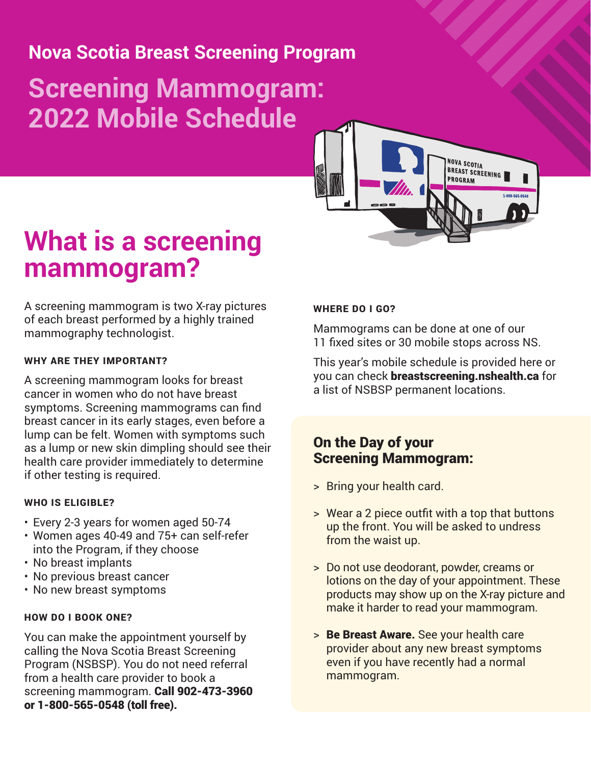## Nova Scotia Breast Screening Program

# Screening Mammogram: 2022 Mobile Schedule

# What is a screening mammogram?

A screening mammogram is two X-ray pictures of each breast performed by a highly trained mammography technologist.

### WHY ARE THEY IMPORTANT?

A screening mammogram looks for breast cancer in women who do not have breast symptoms. Screening mammograms can find breast cancer in its early stages, even before a lump can be felt. Women with symptoms such as a lump or new skin dimpling should see their health care provider immediately to determine if other testing is required.

### WHO IS ELIGIBLE?

- Every 2-3 years for women aged 50-74
- Women ages 40-49 and 75+ can self-refer into the Program, if they choose
- No breast implants
- No previous breast cancer
- No new breast symptoms

### HOW DO I BOOK ONE?

You can make the appointment yourself by calling the Nova Scotia Breast Screening Program (NSBSP). You do not need referral from a health care provider to book a screening mammogram. **Call 902-473-3960 or 1-800-565-0548 (toll free).**

### WHERE DO I GO?

Mammograms can be done at one of our 11 fixed sites or 30 mobile stops across NS.

This year's mobile schedule is provided here or you can check **breastscreening.nshealth.ca** for a list of NSBSP permanent locations.

## On the Day of your Screening Mammogram:

> Bring your health card.

> Wear a 2 piece outfit with a top that buttons up the front. You will be asked to undress from the waist up.

> Do not use deodorant, powder, creams or lotions on the day of your appointment. These products may show up on the X-ray picture and make it harder to read your mammogram.

> **Be Breast Aware.** See your health care provider about any new breast symptoms even if you have recently had a normal mammogram.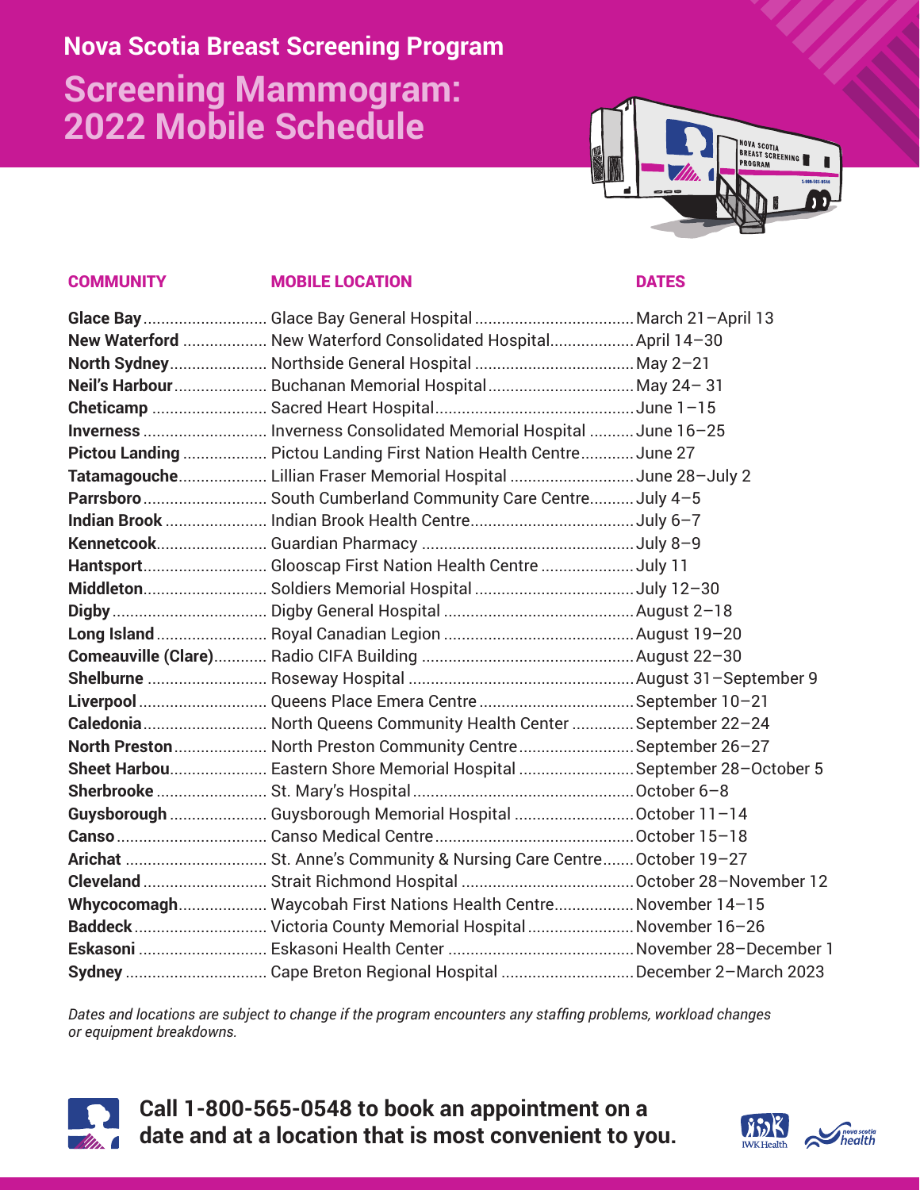## Nova Scotia Breast Screening Program

# Screening Mammogram: 2022 Mobile Schedule

| COMMUNITY | MOBILE LOCATION | DATES |
|---|---|---|
| **Glace Bay** | Glace Bay General Hospital | March 21–April 13 |
| **New Waterford** | New Waterford Consolidated Hospital | April 14–30 |
| **North Sydney** | Northside General Hospital | May 2–21 |
| **Neil's Harbour** | Buchanan Memorial Hospital | May 24– 31 |
| **Cheticamp** | Sacred Heart Hospital | June 1–15 |
| **Inverness** | Inverness Consolidated Memorial Hospital | June 16–25 |
| **Pictou Landing** | Pictou Landing First Nation Health Centre | June 27 |
| **Tatamagouche** | Lillian Fraser Memorial Hospital | June 28–July 2 |
| **Parrsboro** | South Cumberland Community Care Centre | July 4–5 |
| **Indian Brook** | Indian Brook Health Centre | July 6–7 |
| **Kennetcook** | Guardian Pharmacy | July 8–9 |
| **Hantsport** | Glooscap First Nation Health Centre | July 11 |
| **Middleton** | Soldiers Memorial Hospital | July 12–30 |
| **Digby** | Digby General Hospital | August 2–18 |
| **Long Island** | Royal Canadian Legion | August 19–20 |
| **Comeauville (Clare)** | Radio CIFA Building | August 22–30 |
| **Shelburne** | Roseway Hospital | August 31–September 9 |
| **Liverpool** | Queens Place Emera Centre | September 10–21 |
| **Caledonia** | North Queens Community Health Center | September 22–24 |
| **North Preston** | North Preston Community Centre | September 26–27 |
| **Sheet Harbou** | Eastern Shore Memorial Hospital | September 28–October 5 |
| **Sherbrooke** | St. Mary's Hospital | October 6–8 |
| **Guysborough** | Guysborough Memorial Hospital | October 11–14 |
| **Canso** | Canso Medical Centre | October 15–18 |
| **Arichat** | St. Anne's Community & Nursing Care Centre | October 19–27 |
| **Cleveland** | Strait Richmond Hospital | October 28–November 12 |
| **Whycocomagh** | Waycobah First Nations Health Centre | November 14–15 |
| **Baddeck** | Victoria County Memorial Hospital | November 16–26 |
| **Eskasoni** | Eskasoni Health Center | November 28–December 1 |
| **Sydney** | Cape Breton Regional Hospital | December 2–March 2023 |

*Dates and locations are subject to change if the program encounters any staffing problems, workload changes or equipment breakdowns.*

**Call 1-800-565-0548 to book an appointment on a date and at a location that is most convenient to you.**